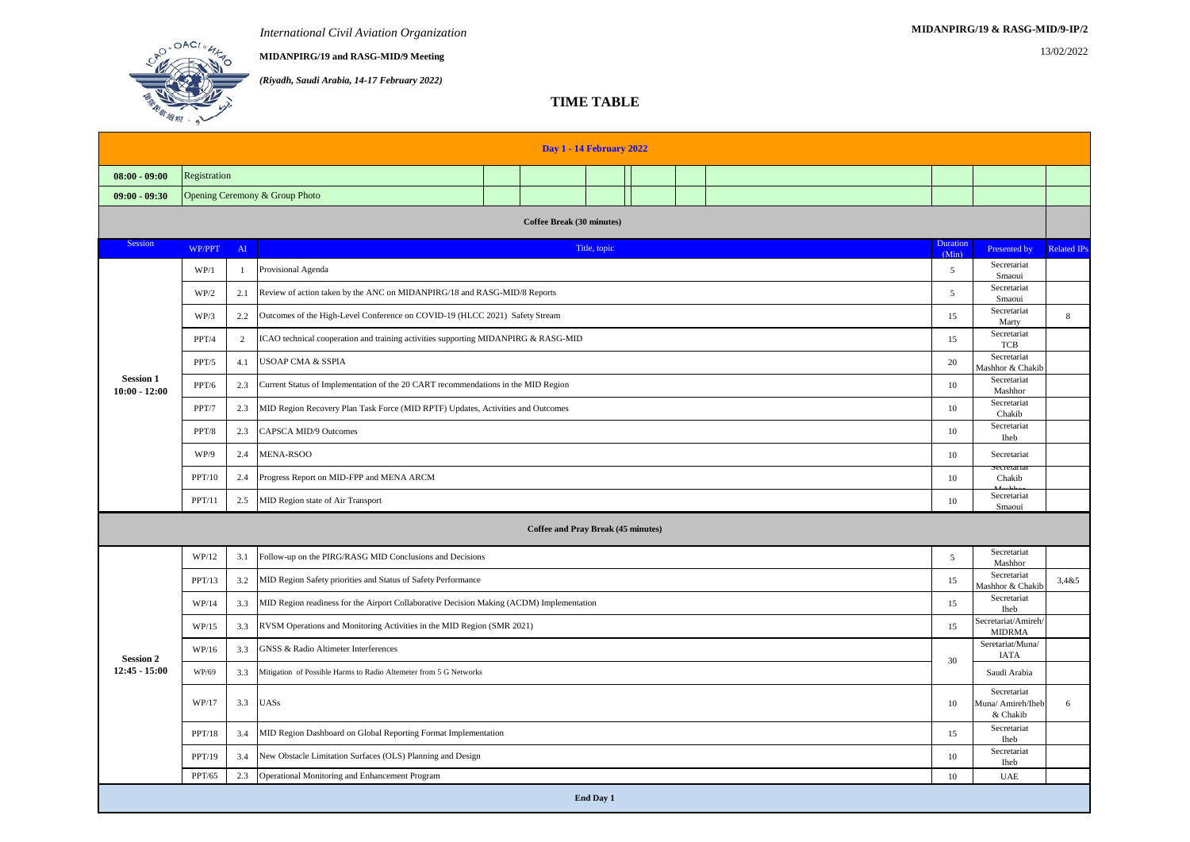*International Civil Aviation Organization*

**MIDANPIRG/19 and RASG-MID/9 Meeting**

*(Riyadh, Saudi Arabia, 14-17 February 2022)*

**MIDANPIRG/19 & RASG-MID/9-IP/2**

13/02/2022

# TIME TABLE

| Session | WP/PPT | AI | Title, topic | Duration (Min) | Presented by | Related IPs |
|---|---|---|---|---|---|---|
| **Day 1 - 14 February 2022** | | | | | | |
| 08:00 - 09:00 | Registration | | | | | |
| 09:00 - 09:30 | Opening Ceremony & Group Photo | | | | | |
| **Coffee Break (30 minutes)** | | | | | | |
| **Session 1 10:00 - 12:00** | WP/1 | 1 | Provisional Agenda | 5 | Secretariat Smaoui | |
| | WP/2 | 2.1 | Review of action taken by the ANC on MIDANPIRG/18 and RASG-MID/8 Reports | 5 | Secretariat Smaoui | |
| | WP/3 | 2.2 | Outcomes of the High-Level Conference on COVID-19 (HLCC 2021) Safety Stream | 15 | Secretariat Marty | 8 |
| | PPT/4 | 2 | ICAO technical cooperation and training activities supporting MIDANPIRG & RASG-MID | 15 | Secretariat TCB | |
| | PPT/5 | 4.1 | USOAP CMA & SSPIA | 20 | Secretariat Mashhor & Chakib | |
| | PPT/6 | 2.3 | Current Status of Implementation of the 20 CART recommendations in the MID Region | 10 | Secretariat Mashhor | |
| | PPT/7 | 2.3 | MID Region Recovery Plan Task Force (MID RPTF) Updates, Activities and Outcomes | 10 | Secretariat Chakib | |
| | PPT/8 | 2.3 | CAPSCA MID/9 Outcomes | 10 | Secretariat Iheb | |
| | WP/9 | 2.4 | MENA-RSOO | 10 | Secretariat | |
| | PPT/10 | 2.4 | Progress Report on MID-FPP and MENA ARCM | 10 | Secretariat Chakib Mashhor | |
| | PPT/11 | 2.5 | MID Region state of Air Transport | 10 | Secretariat Smaoui | |
| **Coffee and Pray Break (45 minutes)** | | | | | | |
| **Session 2 12:45 - 15:00** | WP/12 | 3.1 | Follow-up on the PIRG/RASG MID Conclusions and Decisions | 5 | Secretariat Mashhor | |
| | PPT/13 | 3.2 | MID Region Safety priorities and Status of Safety Performance | 15 | Secretariat Mashhor & Chakib | 3,4&5 |
| | WP/14 | 3.3 | MID Region readiness for the Airport Collaborative Decision Making (ACDM) Implementation | 15 | Secretariat Iheb | |
| | WP/15 | 3.3 | RVSM Operations and Monitoring Activities in the MID Region (SMR 2021) | 15 | Secretariat/Amireh/ MIDRMA | |
| | WP/16 | 3.3 | GNSS & Radio Altimeter Interferences | 30 | Seretariat/Muna/ IATA | |
| | WP/69 | 3.3 | Mitigation of Possible Harms to Radio Altemeter from 5 G Networks | | Saudi Arabia | |
| | WP/17 | 3.3 | UASs | 10 | Secretariat Muna/ Amireh/Iheb & Chakib | 6 |
| | PPT/18 | 3.4 | MID Region Dashboard on Global Reporting Format Implementation | 15 | Secretariat Iheb | |
| | PPT/19 | 3.4 | New Obstacle Limitation Surfaces (OLS) Planning and Design | 10 | Secretariat Iheb | |
| | PPT/65 | 2.3 | Operational Monitoring and Enhancement Program | 10 | UAE | |
| **End Day 1** | | | | | | |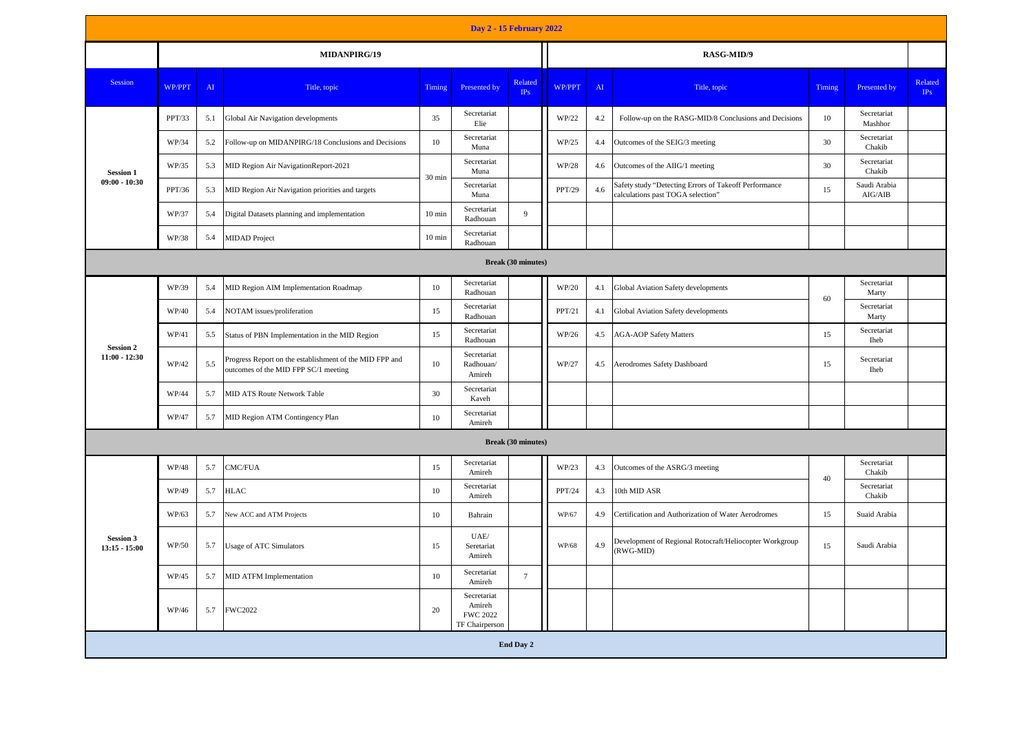# Day 2 - 15 February 2022

| Session | MIDANPIRG/19 | | | | | | RASG-MID/9 | | | | | |
|---|---|---|---|---|---|---|---|---|---|---|---|---|
| Session | WP/PPT | AI | Title, topic | Timing | Presented by | Related IPs | WP/PPT | AI | Title, topic | Timing | Presented by | Related IPs |
| **Session 1** **09:00 - 10:30** | PPT/33 | 5.1 | Global Air Navigation developments | 35 | Secretariat Elie | | WP/22 | 4.2 | Follow-up on the RASG-MID/8 Conclusions and Decisions | 10 | Secretariat Mashhor | |
| | WP/34 | 5.2 | Follow-up on MIDANPIRG/18 Conclusions and Decisions | 10 | Secretariat Muna | | WP/25 | 4.4 | Outcomes of the SEIG/3 meeting | 30 | Secretariat Chakib | |
| | WP/35 | 5.3 | MID Region Air NavigationReport-2021 | 30 min | Secretariat Muna | | WP/28 | 4.6 | Outcomes of the AIIG/1 meeting | 30 | Secretariat Chakib | |
| | PPT/36 | 5.3 | MID Region Air Navigation priorities and targets | | Secretariat Muna | | PPT/29 | 4.6 | Safety study "Detecting Errors of Takeoff Performance calculations past TOGA selection" | 15 | Saudi Arabia AIG/AIB | |
| | WP/37 | 5.4 | Digital Datasets planning and implementation | 10 min | Secretariat Radhouan | 9 | | | | | | |
| | WP/38 | 5.4 | MIDAD Project | 10 min | Secretariat Radhouan | | | | | | | |
| **Break (30 minutes)** | | | | | | | | | | | | |
| **Session 2** **11:00 - 12:30** | WP/39 | 5.4 | MID Region AIM Implementation Roadmap | 10 | Secretariat Radhouan | | WP/20 | 4.1 | Global Aviation Safety developments | 60 | Secretariat Marty | |
| | WP/40 | 5.4 | NOTAM issues/proliferation | 15 | Secretariat Radhouan | | PPT/21 | 4.1 | Global Aviation Safety developments | | Secretariat Marty | |
| | WP/41 | 5.5 | Status of PBN Implementation in the MID Region | 15 | Secretariat Radhouan | | WP/26 | 4.5 | AGA-AOP Safety Matters | 15 | Secretariat Iheb | |
| | WP/42 | 5.5 | Progress Report on the establishment of the MID FPP and outcomes of the MID FPP SC/1 meeting | 10 | Secretariat Radhouan/ Amireh | | WP/27 | 4.5 | Aerodromes Safety Dashboard | 15 | Secretariat Iheb | |
| | WP/44 | 5.7 | MID ATS Route Network Table | 30 | Secretariat Kaveh | | | | | | | |
| | WP/47 | 5.7 | MID Region ATM Contingency Plan | 10 | Secretariat Amireh | | | | | | | |
| **Break (30 minutes)** | | | | | | | | | | | | |
| **Session 3** **13:15 - 15:00** | WP/48 | 5.7 | CMC/FUA | 15 | Secretariat Amireh | | WP/23 | 4.3 | Outcomes of the ASRG/3 meeting | 40 | Secretariat Chakib | |
| | WP/49 | 5.7 | HLAC | 10 | Secretariat Amireh | | PPT/24 | 4.3 | 10th MID ASR | | Secretariat Chakib | |
| | WP/63 | 5.7 | New ACC and ATM Projects | 10 | Bahrain | | WP/67 | 4.9 | Certification and Authorization of Water Aerodromes | 15 | Suaid Arabia | |
| | WP/50 | 5.7 | Usage of ATC Simulators | 15 | UAE/ Seretariat Amireh | | WP/68 | 4.9 | Development of Regional Rotocraft/Heliocopter Workgroup (RWG-MID) | 15 | Saudi Arabia | |
| | WP/45 | 5.7 | MID ATFM Implementation | 10 | Secretariat Amireh | 7 | | | | | | |
| | WP/46 | 5.7 | FWC2022 | 20 | Secretariat Amireh FWC 2022 TF Chairperson | | | | | | | |
| **End Day 2** | | | | | | | | | | | | |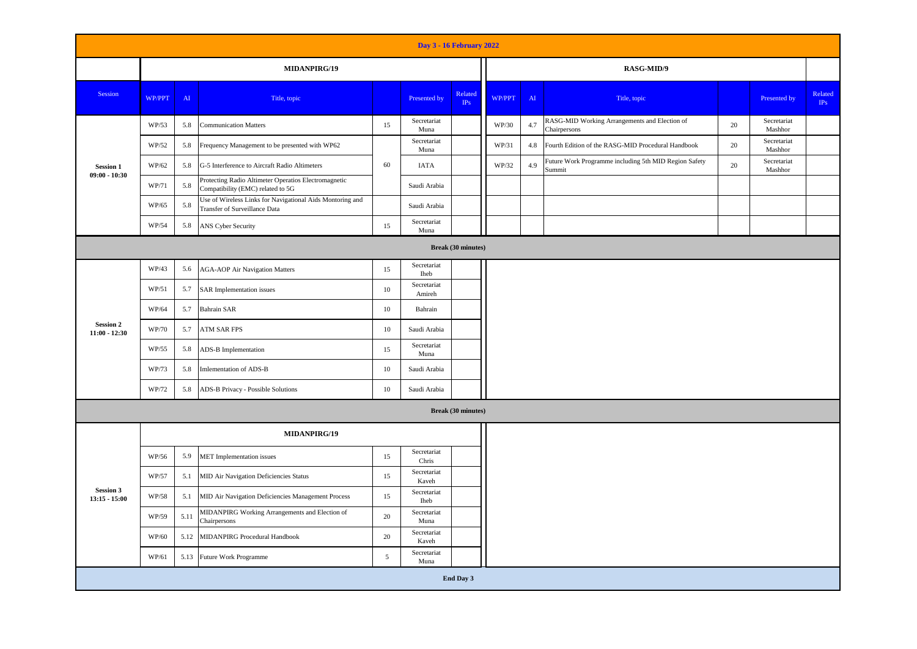## Day 3 - 16 February 2022

| Session | WP/PPT | AI | Title, topic | | Presented by | Related IPs | WP/PPT | AI | Title, topic | | Presented by | Related IPs |
|---|---|---|---|---|---|---|---|---|---|---|---|---|
| | **MIDANPIRG/19** | | | | | | **RASG-MID/9** | | | | | |
| **Session 1 09:00 - 10:30** | WP/53 | 5.8 | Communication Matters | 15 | Secretariat Muna | | WP/30 | 4.7 | RASG-MID Working Arrangements and Election of Chairpersons | 20 | Secretariat Mashhor | |
| | WP/52 | 5.8 | Frequency Management to be presented with WP62 | 60 | Secretariat Muna | | WP/31 | 4.8 | Fourth Edition of the RASG-MID Procedural Handbook | 20 | Secretariat Mashhor | |
| | WP/62 | 5.8 | G-5 Interference to Aircraft Radio Altimeters | | IATA | | WP/32 | 4.9 | Future Work Programme including 5th MID Region Safety Summit | 20 | Secretariat Mashhor | |
| | WP/71 | 5.8 | Protecting Radio Altimeter Operatios Electromagnetic Compatibility (EMC) related to 5G | | Saudi Arabia | | | | | | | |
| | WP/65 | 5.8 | Use of Wireless Links for Navigational Aids Montoring and Transfer of Surveillance Data | | Saudi Arabia | | | | | | | |
| | WP/54 | 5.8 | ANS Cyber Security | 15 | Secretariat Muna | | | | | | | |
| **Break (30 minutes)** | | | | | | | | | | | | |
| **Session 2 11:00 - 12:30** | WP/43 | 5.6 | AGA-AOP Air Navigation Matters | 15 | Secretariat Iheb | | | | | | | |
| | WP/51 | 5.7 | SAR Implementation issues | 10 | Secretariat Amireh | | | | | | | |
| | WP/64 | 5.7 | Bahrain SAR | 10 | Bahrain | | | | | | | |
| | WP/70 | 5.7 | ATM SAR FPS | 10 | Saudi Arabia | | | | | | | |
| | WP/55 | 5.8 | ADS-B Implementation | 15 | Secretariat Muna | | | | | | | |
| | WP/73 | 5.8 | Imlementation of ADS-B | 10 | Saudi Arabia | | | | | | | |
| | WP/72 | 5.8 | ADS-B Privacy - Possible Solutions | 10 | Saudi Arabia | | | | | | | |
| **Break (30 minutes)** | | | | | | | | | | | | |
| | **MIDANPIRG/19** | | | | | | | | | | | |
| **Session 3 13:15 - 15:00** | WP/56 | 5.9 | MET Implementation issues | 15 | Secretariat Chris | | | | | | | |
| | WP/57 | 5.1 | MID Air Navigation Deficiencies Status | 15 | Secretariat Kaveh | | | | | | | |
| | WP/58 | 5.1 | MID Air Navigation Deficiencies Management Process | 15 | Secretariat Iheb | | | | | | | |
| | WP/59 | 5.11 | MIDANPIRG Working Arrangements and Election of Chairpersons | 20 | Secretariat Muna | | | | | | | |
| | WP/60 | 5.12 | MIDANPIRG Procedural Handbook | 20 | Secretariat Kaveh | | | | | | | |
| | WP/61 | 5.13 | Future Work Programme | 5 | Secretariat Muna | | | | | | | |
| **End Day 3** | | | | | | | | | | | | |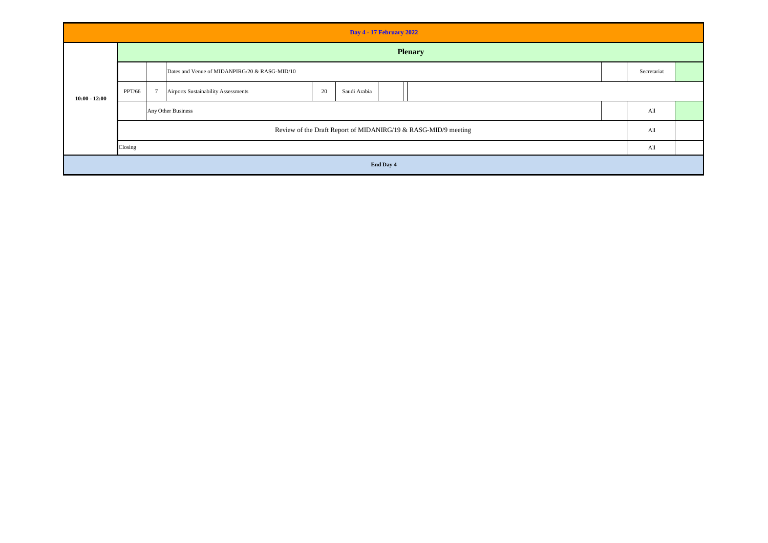| | | | | | | | | | | |
|---|---|---|---|---|---|---|---|---|---|---|
| **Day 4 - 17 February 2022** | | | | | | | | | | |
| **10:00 - 12:00** | **Plenary** | | | | | | | | | |
| | | | Dates and Venue of MIDANPIRG/20 & RASG-MID/10 | | | | | | Secretariat | |
| | PPT/66 | 7 | Airports Sustainability Assessments | 20 | Saudi Arabia | | | | | |
| | | Any Other Business | | | | | | | All | |
| | Review of the Draft Report of MIDANIRG/19 & RASG-MID/9 meeting | | | | | | | | All | |
| | Closing | | | | | | | | All | |
| **End Day 4** | | | | | | | | | | |